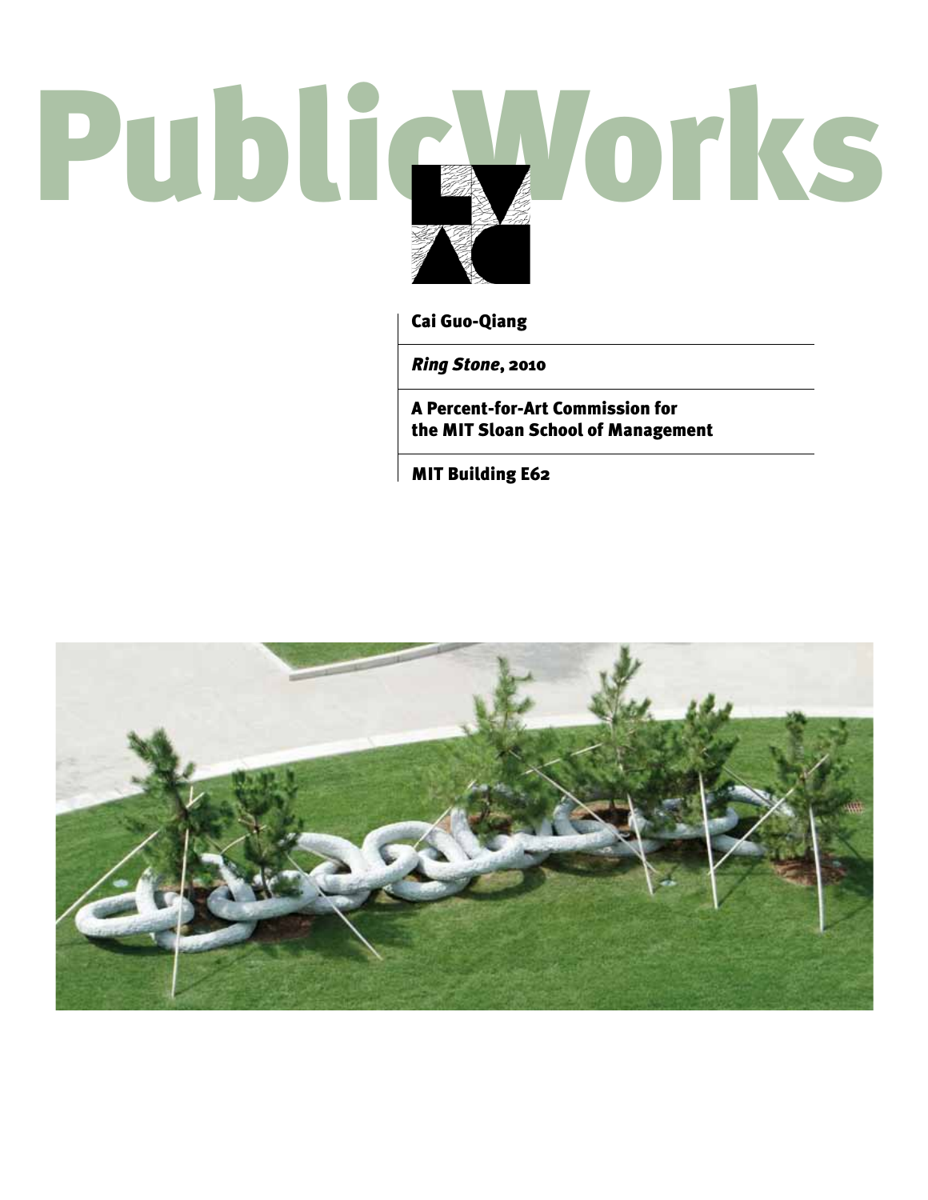# PublicWorks

Cai Guo-Qiang

*Ring Stone*, 2010

A Percent-for-Art Commission for the MIT Sloan School of Management

MIT Building E62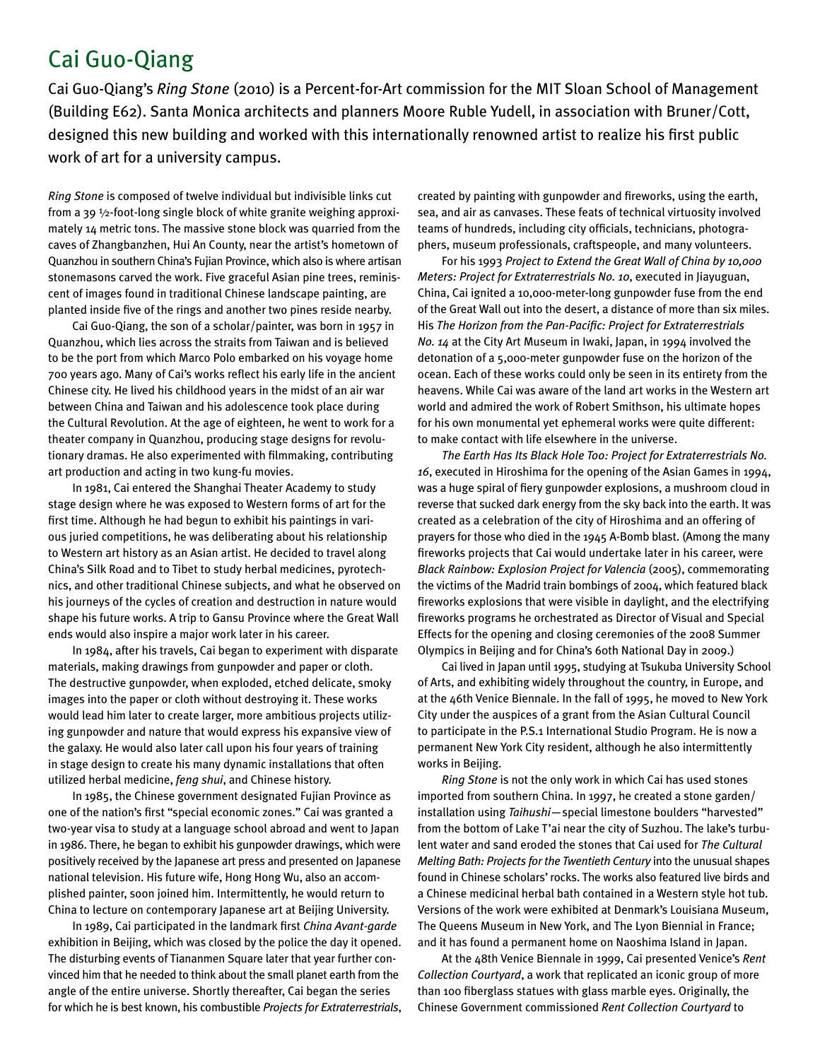# Cai Guo-Qiang

Cai Guo-Qiang's *Ring Stone* (2010) is a Percent-for-Art commission for the MIT Sloan School of Management (Building E62). Santa Monica architects and planners Moore Ruble Yudell, in association with Bruner/Cott, designed this new building and worked with this internationally renowned artist to realize his first public work of art for a university campus.

*Ring Stone* is composed of twelve individual but indivisible links cut from a 39 ½-foot-long single block of white granite weighing approximately 14 metric tons. The massive stone block was quarried from the caves of Zhangbanzhen, Hui An County, near the artist's hometown of Quanzhou in southern China's Fujian Province, which also is where artisan stonemasons carved the work. Five graceful Asian pine trees, reminiscent of images found in traditional Chinese landscape painting, are planted inside five of the rings and another two pines reside nearby.

Cai Guo-Qiang, the son of a scholar/painter, was born in 1957 in Quanzhou, which lies across the straits from Taiwan and is believed to be the port from which Marco Polo embarked on his voyage home 700 years ago. Many of Cai's works reflect his early life in the ancient Chinese city. He lived his childhood years in the midst of an air war between China and Taiwan and his adolescence took place during the Cultural Revolution. At the age of eighteen, he went to work for a theater company in Quanzhou, producing stage designs for revolutionary dramas. He also experimented with filmmaking, contributing art production and acting in two kung-fu movies.

In 1981, Cai entered the Shanghai Theater Academy to study stage design where he was exposed to Western forms of art for the first time. Although he had begun to exhibit his paintings in various juried competitions, he was deliberating about his relationship to Western art history as an Asian artist. He decided to travel along China's Silk Road and to Tibet to study herbal medicines, pyrotechnics, and other traditional Chinese subjects, and what he observed on his journeys of the cycles of creation and destruction in nature would shape his future works. A trip to Gansu Province where the Great Wall ends would also inspire a major work later in his career.

In 1984, after his travels, Cai began to experiment with disparate materials, making drawings from gunpowder and paper or cloth. The destructive gunpowder, when exploded, etched delicate, smoky images into the paper or cloth without destroying it. These works would lead him later to create larger, more ambitious projects utilizing gunpowder and nature that would express his expansive view of the galaxy. He would also later call upon his four years of training in stage design to create his many dynamic installations that often utilized herbal medicine, *feng shui*, and Chinese history.

In 1985, the Chinese government designated Fujian Province as one of the nation's first "special economic zones." Cai was granted a two-year visa to study at a language school abroad and went to Japan in 1986. There, he began to exhibit his gunpowder drawings, which were positively received by the Japanese art press and presented on Japanese national television. His future wife, Hong Hong Wu, also an accomplished painter, soon joined him. Intermittently, he would return to China to lecture on contemporary Japanese art at Beijing University.

In 1989, Cai participated in the landmark first *China Avant-garde* exhibition in Beijing, which was closed by the police the day it opened. The disturbing events of Tiananmen Square later that year further convinced him that he needed to think about the small planet earth from the angle of the entire universe. Shortly thereafter, Cai began the series for which he is best known, his combustible *Projects for Extraterrestrials*, created by painting with gunpowder and fireworks, using the earth, sea, and air as canvases. These feats of technical virtuosity involved teams of hundreds, including city officials, technicians, photographers, museum professionals, craftspeople, and many volunteers.

For his 1993 *Project to Extend the Great Wall of China by 10,000 Meters: Project for Extraterrestrials No. 10*, executed in Jiayuguan, China, Cai ignited a 10,000-meter-long gunpowder fuse from the end of the Great Wall out into the desert, a distance of more than six miles. His *The Horizon from the Pan-Pacific: Project for Extraterrestrials No. 14* at the City Art Museum in Iwaki, Japan, in 1994 involved the detonation of a 5,000-meter gunpowder fuse on the horizon of the ocean. Each of these works could only be seen in its entirety from the heavens. While Cai was aware of the land art works in the Western art world and admired the work of Robert Smithson, his ultimate hopes for his own monumental yet ephemeral works were quite different: to make contact with life elsewhere in the universe.

*The Earth Has Its Black Hole Too: Project for Extraterrestrials No. 16*, executed in Hiroshima for the opening of the Asian Games in 1994, was a huge spiral of fiery gunpowder explosions, a mushroom cloud in reverse that sucked dark energy from the sky back into the earth. It was created as a celebration of the city of Hiroshima and an offering of prayers for those who died in the 1945 A-Bomb blast. (Among the many fireworks projects that Cai would undertake later in his career, were *Black Rainbow: Explosion Project for Valencia* (2005), commemorating the victims of the Madrid train bombings of 2004, which featured black fireworks explosions that were visible in daylight, and the electrifying fireworks programs he orchestrated as Director of Visual and Special Effects for the opening and closing ceremonies of the 2008 Summer Olympics in Beijing and for China's 60th National Day in 2009.)

Cai lived in Japan until 1995, studying at Tsukuba University School of Arts, and exhibiting widely throughout the country, in Europe, and at the 46th Venice Biennale. In the fall of 1995, he moved to New York City under the auspices of a grant from the Asian Cultural Council to participate in the P.S.1 International Studio Program. He is now a permanent New York City resident, although he also intermittently works in Beijing.

*Ring Stone* is not the only work in which Cai has used stones imported from southern China. In 1997, he created a stone garden/installation using *Taihushi*—special limestone boulders "harvested" from the bottom of Lake T'ai near the city of Suzhou. The lake's turbulent water and sand eroded the stones that Cai used for *The Cultural Melting Bath: Projects for the Twentieth Century* into the unusual shapes found in Chinese scholars' rocks. The works also featured live birds and a Chinese medicinal herbal bath contained in a Western style hot tub. Versions of the work were exhibited at Denmark's Louisiana Museum, The Queens Museum in New York, and The Lyon Biennial in France; and it has found a permanent home on Naoshima Island in Japan.

At the 48th Venice Biennale in 1999, Cai presented Venice's *Rent Collection Courtyard*, a work that replicated an iconic group of more than 100 fiberglass statues with glass marble eyes. Originally, the Chinese Government commissioned *Rent Collection Courtyard* to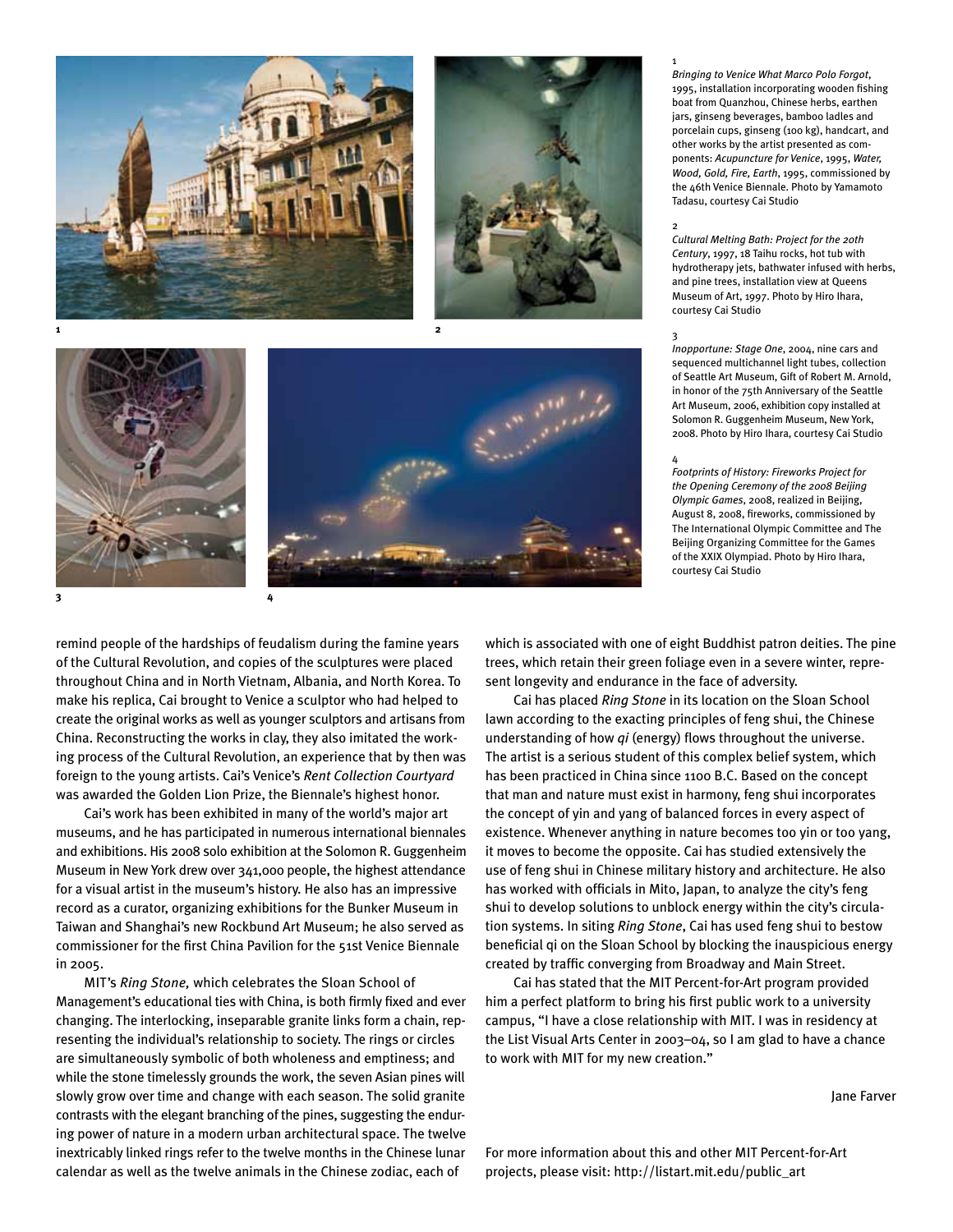1
*Bringing to Venice What Marco Polo Forgot*, 1995, installation incorporating wooden fishing boat from Quanzhou, Chinese herbs, earthen jars, ginseng beverages, bamboo ladles and porcelain cups, ginseng (100 kg), handcart, and other works by the artist presented as components: *Acupuncture for Venice*, 1995, *Water, Wood, Gold, Fire, Earth*, 1995, commissioned by the 46th Venice Biennale. Photo by Yamamoto Tadasu, courtesy Cai Studio

2
*Cultural Melting Bath: Project for the 20th Century*, 1997, 18 Taihu rocks, hot tub with hydrotherapy jets, bathwater infused with herbs, and pine trees, installation view at Queens Museum of Art, 1997. Photo by Hiro Ihara, courtesy Cai Studio

3
*Inopportune: Stage One*, 2004, nine cars and sequenced multichannel light tubes, collection of Seattle Art Museum, Gift of Robert M. Arnold, in honor of the 75th Anniversary of the Seattle Art Museum, 2006, exhibition copy installed at Solomon R. Guggenheim Museum, New York, 2008. Photo by Hiro Ihara, courtesy Cai Studio

4
*Footprints of History: Fireworks Project for the Opening Ceremony of the 2008 Beijing Olympic Games*, 2008, realized in Beijing, August 8, 2008, fireworks, commissioned by The International Olympic Committee and The Beijing Organizing Committee for the Games of the XXIX Olympiad. Photo by Hiro Ihara, courtesy Cai Studio

remind people of the hardships of feudalism during the famine years of the Cultural Revolution, and copies of the sculptures were placed throughout China and in North Vietnam, Albania, and North Korea. To make his replica, Cai brought to Venice a sculptor who had helped to create the original works as well as younger sculptors and artisans from China. Reconstructing the works in clay, they also imitated the working process of the Cultural Revolution, an experience that by then was foreign to the young artists. Cai's Venice's *Rent Collection Courtyard* was awarded the Golden Lion Prize, the Biennale's highest honor.

Cai's work has been exhibited in many of the world's major art museums, and he has participated in numerous international biennales and exhibitions. His 2008 solo exhibition at the Solomon R. Guggenheim Museum in New York drew over 341,000 people, the highest attendance for a visual artist in the museum's history. He also has an impressive record as a curator, organizing exhibitions for the Bunker Museum in Taiwan and Shanghai's new Rockbund Art Museum; he also served as commissioner for the first China Pavilion for the 51st Venice Biennale in 2005.

MIT's *Ring Stone,* which celebrates the Sloan School of Management's educational ties with China, is both firmly fixed and ever changing. The interlocking, inseparable granite links form a chain, representing the individual's relationship to society. The rings or circles are simultaneously symbolic of both wholeness and emptiness; and while the stone timelessly grounds the work, the seven Asian pines will slowly grow over time and change with each season. The solid granite contrasts with the elegant branching of the pines, suggesting the enduring power of nature in a modern urban architectural space. The twelve inextricably linked rings refer to the twelve months in the Chinese lunar calendar as well as the twelve animals in the Chinese zodiac, each of which is associated with one of eight Buddhist patron deities. The pine trees, which retain their green foliage even in a severe winter, represent longevity and endurance in the face of adversity.

Cai has placed *Ring Stone* in its location on the Sloan School lawn according to the exacting principles of feng shui, the Chinese understanding of how *qi* (energy) flows throughout the universe. The artist is a serious student of this complex belief system, which has been practiced in China since 1100 B.C. Based on the concept that man and nature must exist in harmony, feng shui incorporates the concept of yin and yang of balanced forces in every aspect of existence. Whenever anything in nature becomes too yin or too yang, it moves to become the opposite. Cai has studied extensively the use of feng shui in Chinese military history and architecture. He also has worked with officials in Mito, Japan, to analyze the city's feng shui to develop solutions to unblock energy within the city's circulation systems. In siting *Ring Stone*, Cai has used feng shui to bestow beneficial qi on the Sloan School by blocking the inauspicious energy created by traffic converging from Broadway and Main Street.

Cai has stated that the MIT Percent-for-Art program provided him a perfect platform to bring his first public work to a university campus, "I have a close relationship with MIT. I was in residency at the List Visual Arts Center in 2003–04, so I am glad to have a chance to work with MIT for my new creation."

Jane Farver

For more information about this and other MIT Percent-for-Art projects, please visit: http://listart.mit.edu/public_art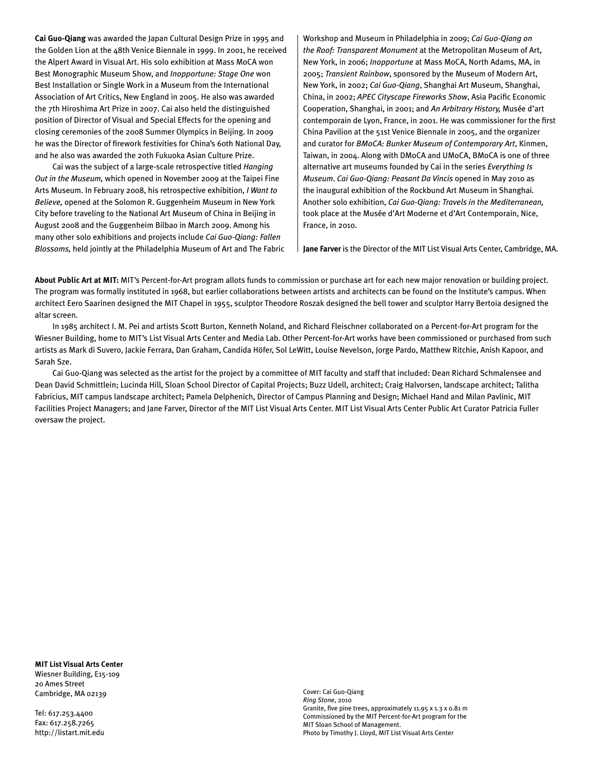**Cai Guo-Qiang** was awarded the Japan Cultural Design Prize in 1995 and the Golden Lion at the 48th Venice Biennale in 1999. In 2001, he received the Alpert Award in Visual Art. His solo exhibition at Mass MoCA won Best Monographic Museum Show, and *Inopportune: Stage One* won Best Installation or Single Work in a Museum from the International Association of Art Critics, New England in 2005. He also was awarded the 7th Hiroshima Art Prize in 2007. Cai also held the distinguished position of Director of Visual and Special Effects for the opening and closing ceremonies of the 2008 Summer Olympics in Beijing. In 2009 he was the Director of firework festivities for China's 60th National Day, and he also was awarded the 20th Fukuoka Asian Culture Prize.

Cai was the subject of a large-scale retrospective titled *Hanging Out in the Museum,* which opened in November 2009 at the Taipei Fine Arts Museum. In February 2008, his retrospective exhibition, *I Want to Believe,* opened at the Solomon R. Guggenheim Museum in New York City before traveling to the National Art Museum of China in Beijing in August 2008 and the Guggenheim Bilbao in March 2009. Among his many other solo exhibitions and projects include *Cai Guo-Qiang: Fallen Blossoms,* held jointly at the Philadelphia Museum of Art and The Fabric Workshop and Museum in Philadelphia in 2009; *Cai Guo-Qiang on the Roof: Transparent Monument* at the Metropolitan Museum of Art, New York, in 2006; *Inopportune* at Mass MoCA, North Adams, MA, in 2005; *Transient Rainbow*, sponsored by the Museum of Modern Art, New York, in 2002; *Cai Guo-Qiang*, Shanghai Art Museum, Shanghai, China, in 2002; *APEC Cityscape Fireworks Show*, Asia Pacific Economic Cooperation, Shanghai, in 2001; and *An Arbitrary History,* Musée d'art contemporain de Lyon, France, in 2001. He was commissioner for the first China Pavilion at the 51st Venice Biennale in 2005, and the organizer and curator for *BMoCA: Bunker Museum of Contemporary Art*, Kinmen, Taiwan, in 2004. Along with DMoCA and UMoCA, BMoCA is one of three alternative art museums founded by Cai in the series *Everything Is Museum*. *Cai Guo-Qiang: Peasant Da Vincis* opened in May 2010 as the inaugural exhibition of the Rockbund Art Museum in Shanghai. Another solo exhibition, *Cai Guo-Qiang: Travels in the Mediterranean,* took place at the Musée d'Art Moderne et d'Art Contemporain, Nice, France, in 2010.

**Jane Farver** is the Director of the MIT List Visual Arts Center, Cambridge, MA.

**About Public Art at MIT:** MIT's Percent-for-Art program allots funds to commission or purchase art for each new major renovation or building project. The program was formally instituted in 1968, but earlier collaborations between artists and architects can be found on the Institute's campus. When architect Eero Saarinen designed the MIT Chapel in 1955, sculptor Theodore Roszak designed the bell tower and sculptor Harry Bertoia designed the altar screen.

In 1985 architect I. M. Pei and artists Scott Burton, Kenneth Noland, and Richard Fleischner collaborated on a Percent-for-Art program for the Wiesner Building, home to MIT's List Visual Arts Center and Media Lab. Other Percent-for-Art works have been commissioned or purchased from such artists as Mark di Suvero, Jackie Ferrara, Dan Graham, Candida Höfer, Sol LeWitt, Louise Nevelson, Jorge Pardo, Matthew Ritchie, Anish Kapoor, and Sarah Sze.

Cai Guo-Qiang was selected as the artist for the project by a committee of MIT faculty and staff that included: Dean Richard Schmalensee and Dean David Schmittlein; Lucinda Hill, Sloan School Director of Capital Projects; Buzz Udell, architect; Craig Halvorsen, landscape architect; Talitha Fabricius, MIT campus landscape architect; Pamela Delphenich, Director of Campus Planning and Design; Michael Hand and Milan Pavlinic, MIT Facilities Project Managers; and Jane Farver, Director of the MIT List Visual Arts Center. MIT List Visual Arts Center Public Art Curator Patricia Fuller oversaw the project.

**MIT List Visual Arts Center**
Wiesner Building, E15-109
20 Ames Street
Cambridge, MA 02139

Tel: 617.253.4400
Fax: 617.258.7265
http://listart.mit.edu

Cover: Cai Guo-Qiang
*Ring Stone*, 2010
Granite, five pine trees, approximately 11.95 x 1.3 x 0.81 m
Commissioned by the MIT Percent-for-Art program for the MIT Sloan School of Management.
Photo by Timothy J. Lloyd, MIT List Visual Arts Center